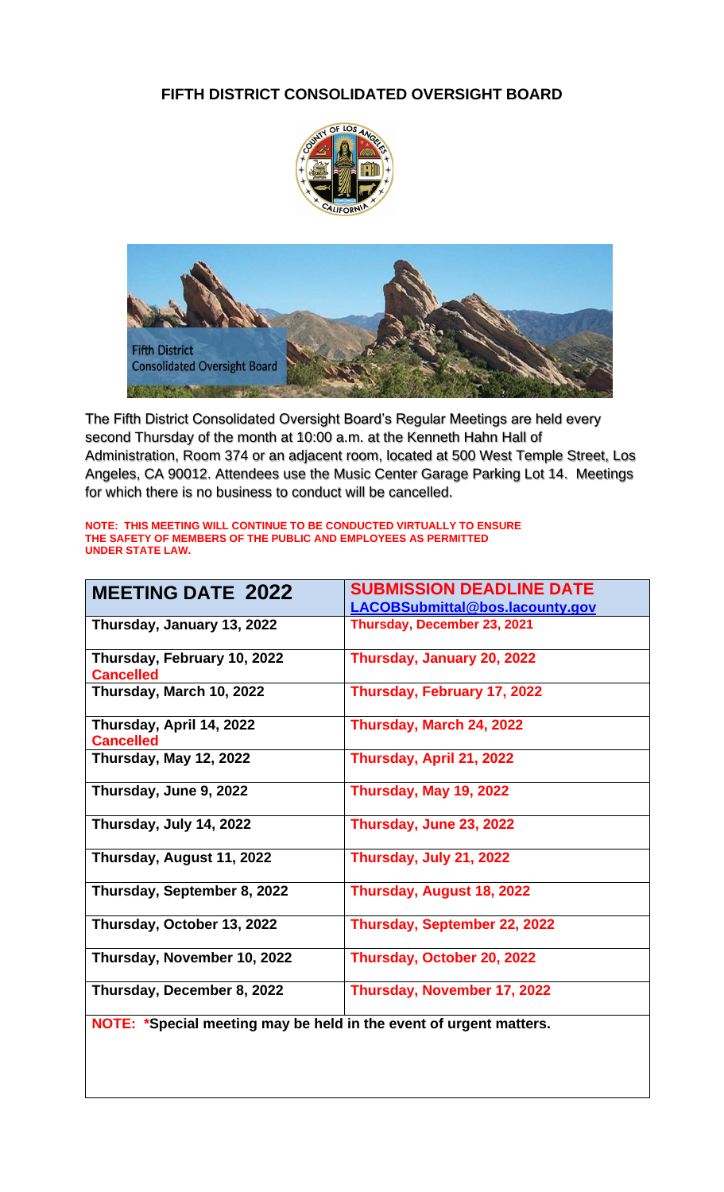# FIFTH DISTRICT CONSOLIDATED OVERSIGHT BOARD

The Fifth District Consolidated Oversight Board's Regular Meetings are held every second Thursday of the month at 10:00 a.m. at the Kenneth Hahn Hall of Administration, Room 374 or an adjacent room, located at 500 West Temple Street, Los Angeles, CA 90012. Attendees use the Music Center Garage Parking Lot 14. Meetings for which there is no business to conduct will be cancelled.

**NOTE: THIS MEETING WILL CONTINUE TO BE CONDUCTED VIRTUALLY TO ENSURE THE SAFETY OF MEMBERS OF THE PUBLIC AND EMPLOYEES AS PERMITTED UNDER STATE LAW.**

| MEETING DATE 2022 | SUBMISSION DEADLINE DATE LACOBSubmittal@bos.lacounty.gov |
|---|---|
| Thursday, January 13, 2022 | Thursday, December 23, 2021 |
| Thursday, February 10, 2022 **Cancelled** | Thursday, January 20, 2022 |
| Thursday, March 10, 2022 | Thursday, February 17, 2022 |
| Thursday, April 14, 2022 **Cancelled** | Thursday, March 24, 2022 |
| Thursday, May 12, 2022 | Thursday, April 21, 2022 |
| Thursday, June 9, 2022 | Thursday, May 19, 2022 |
| Thursday, July 14, 2022 | Thursday, June 23, 2022 |
| Thursday, August 11, 2022 | Thursday, July 21, 2022 |
| Thursday, September 8, 2022 | Thursday, August 18, 2022 |
| Thursday, October 13, 2022 | Thursday, September 22, 2022 |
| Thursday, November 10, 2022 | Thursday, October 20, 2022 |
| Thursday, December 8, 2022 | Thursday, November 17, 2022 |

**NOTE: *Special meeting may be held in the event of urgent matters.**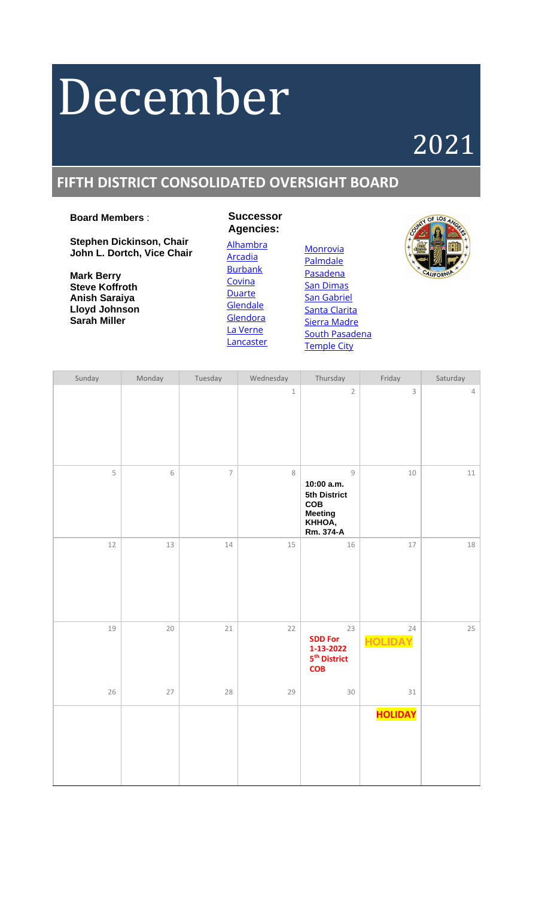# December

## 2021

## FIFTH DISTRICT CONSOLIDATED OVERSIGHT BOARD

**Board Members** :

**Stephen Dickinson, Chair**
**John L. Dortch, Vice Chair**

**Mark Berry**
**Steve Koffroth**
**Anish Saraiya**
**Lloyd Johnson**
**Sarah Miller**

**Successor Agencies:**

- Alhambra
- Arcadia
- Burbank
- Covina
- Duarte
- Glendale
- Glendora
- La Verne
- Lancaster
- Monrovia
- Palmdale
- Pasadena
- San Dimas
- San Gabriel
- Santa Clarita
- Sierra Madre
- South Pasadena
- Temple City

| Sunday | Monday | Tuesday | Wednesday | Thursday | Friday | Saturday |
|---|---|---|---|---|---|---|
| | | | 1 | 2 | 3 | 4 |
| 5 | 6 | 7 | 8 | 9 **10:00 a.m. 5th District COB Meeting KHHOA, Rm. 374-A** | 10 | 11 |
| 12 | 13 | 14 | 15 | 16 | 17 | 18 |
| 19 | 20 | 21 | 22 | 23 **SDD For 1-13-2022 5th District COB** | 24 **HOLIDAY** | 25 |
| 26 | 27 | 28 | 29 | 30 | 31 **HOLIDAY** | |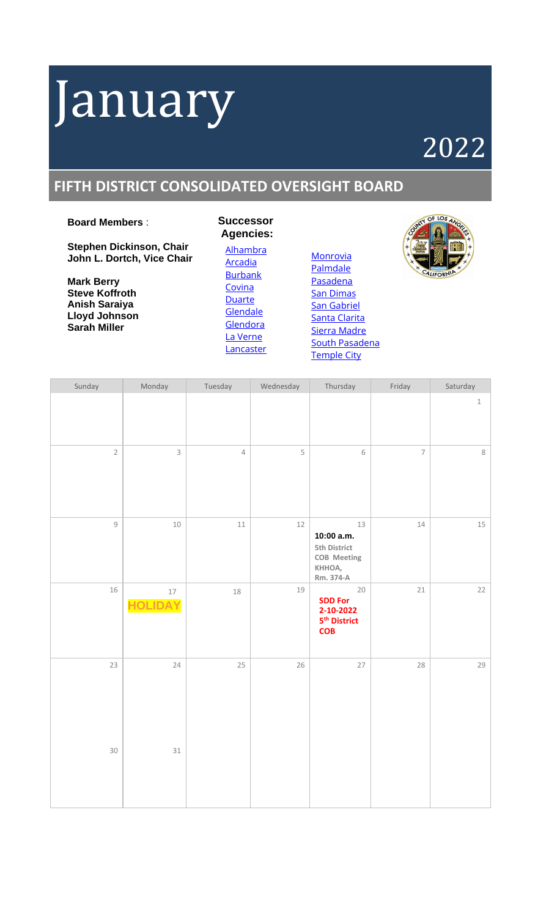# January

## 2022

## FIFTH DISTRICT CONSOLIDATED OVERSIGHT BOARD

**Board Members** :

**Stephen Dickinson, Chair**
**John L. Dortch, Vice Chair**

**Mark Berry**
**Steve Koffroth**
**Anish Saraiya**
**Lloyd Johnson**
**Sarah Miller**

**Successor Agencies:**

- Alhambra
- Arcadia
- Burbank
- Covina
- Duarte
- Glendale
- Glendora
- La Verne
- Lancaster
- Monrovia
- Palmdale
- Pasadena
- San Dimas
- San Gabriel
- Santa Clarita
- Sierra Madre
- South Pasadena
- Temple City

| Sunday | Monday | Tuesday | Wednesday | Thursday | Friday | Saturday |
|---|---|---|---|---|---|---|
| | | | | | | 1 |
| 2 | 3 | 4 | 5 | 6 | 7 | 8 |
| 9 | 10 | 11 | 12 | 13 **10:00 a.m.** **5th District COB Meeting KHHOA, Rm. 374-A** | 14 | 15 |
| 16 | 17 **HOLIDAY** | 18 | 19 | 20 **SDD For 2-10-2022 5th District COB** | 21 | 22 |
| 23 | 24 | 25 | 26 | 27 | 28 | 29 |
| 30 | 31 | | | | | |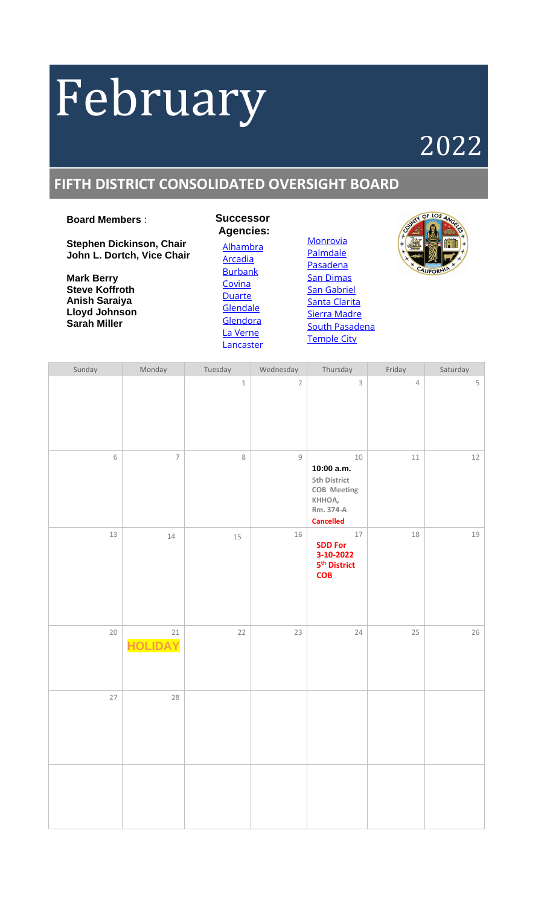# February

## 2022

## FIFTH DISTRICT CONSOLIDATED OVERSIGHT BOARD

**Board Members** :

**Stephen Dickinson, Chair**
**John L. Dortch, Vice Chair**

**Mark Berry**
**Steve Koffroth**
**Anish Saraiya**
**Lloyd Johnson**
**Sarah Miller**

**Successor Agencies:**

- Alhambra
- Arcadia
- Burbank
- Covina
- Duarte
- Glendale
- Glendora
- La Verne
- Lancaster
- Monrovia
- Palmdale
- Pasadena
- San Dimas
- San Gabriel
- Santa Clarita
- Sierra Madre
- South Pasadena
- Temple City

| Sunday | Monday | Tuesday | Wednesday | Thursday | Friday | Saturday |
|---|---|---|---|---|---|---|
| | | 1 | 2 | 3 | 4 | 5 |
| 6 | 7 | 8 | 9 | 10 **10:00 a.m.** **5th District COB Meeting KHHOA, Rm. 374-A** **Cancelled** | 11 | 12 |
| 13 | 14 | 15 | 16 | 17 **SDD For 3-10-2022 5th District COB** | 18 | 19 |
| 20 | 21 **HOLIDAY** | 22 | 23 | 24 | 25 | 26 |
| 27 | 28 | | | | | |
| | | | | | | |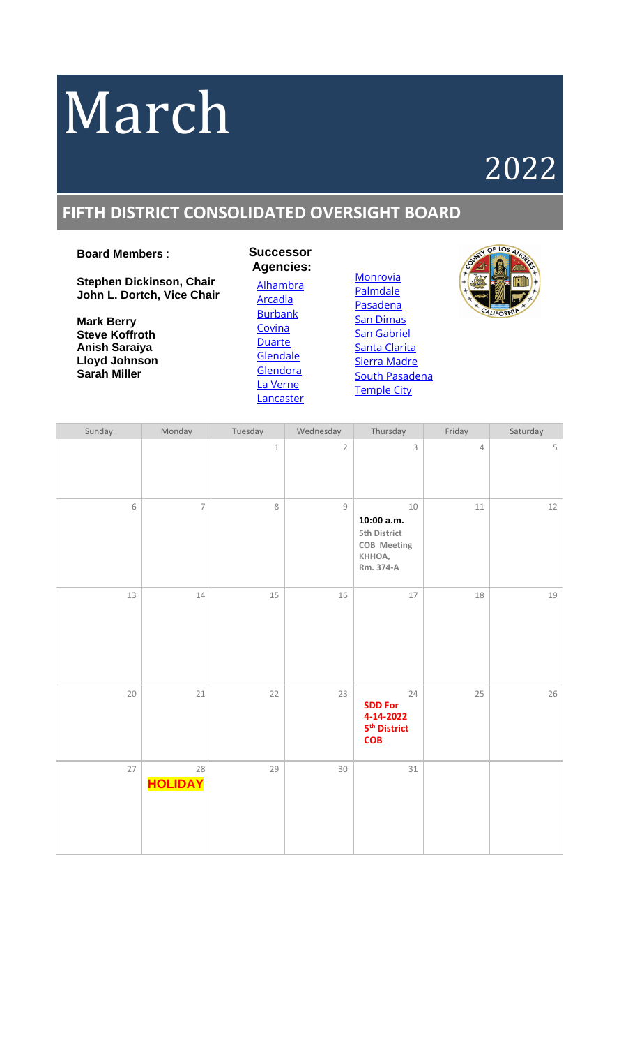# March

# 2022

## FIFTH DISTRICT CONSOLIDATED OVERSIGHT BOARD

**Board Members** :

**Stephen Dickinson, Chair**
**John L. Dortch, Vice Chair**

**Mark Berry**
**Steve Koffroth**
**Anish Saraiya**
**Lloyd Johnson**
**Sarah Miller**

**Successor Agencies:**

- Alhambra
- Arcadia
- Burbank
- Covina
- Duarte
- Glendale
- Glendora
- La Verne
- Lancaster
- Monrovia
- Palmdale
- Pasadena
- San Dimas
- San Gabriel
- Santa Clarita
- Sierra Madre
- South Pasadena
- Temple City

| Sunday | Monday | Tuesday | Wednesday | Thursday | Friday | Saturday |
|---|---|---|---|---|---|---|
| | | 1 | 2 | 3 | 4 | 5 |
| 6 | 7 | 8 | 9 | 10 **10:00 a.m.** **5th District COB Meeting KHHOA, Rm. 374-A** | 11 | 12 |
| 13 | 14 | 15 | 16 | 17 | 18 | 19 |
| 20 | 21 | 22 | 23 | 24 **SDD For 4-14-2022 5th District COB** | 25 | 26 |
| 27 | 28 **HOLIDAY** | 29 | 30 | 31 | | |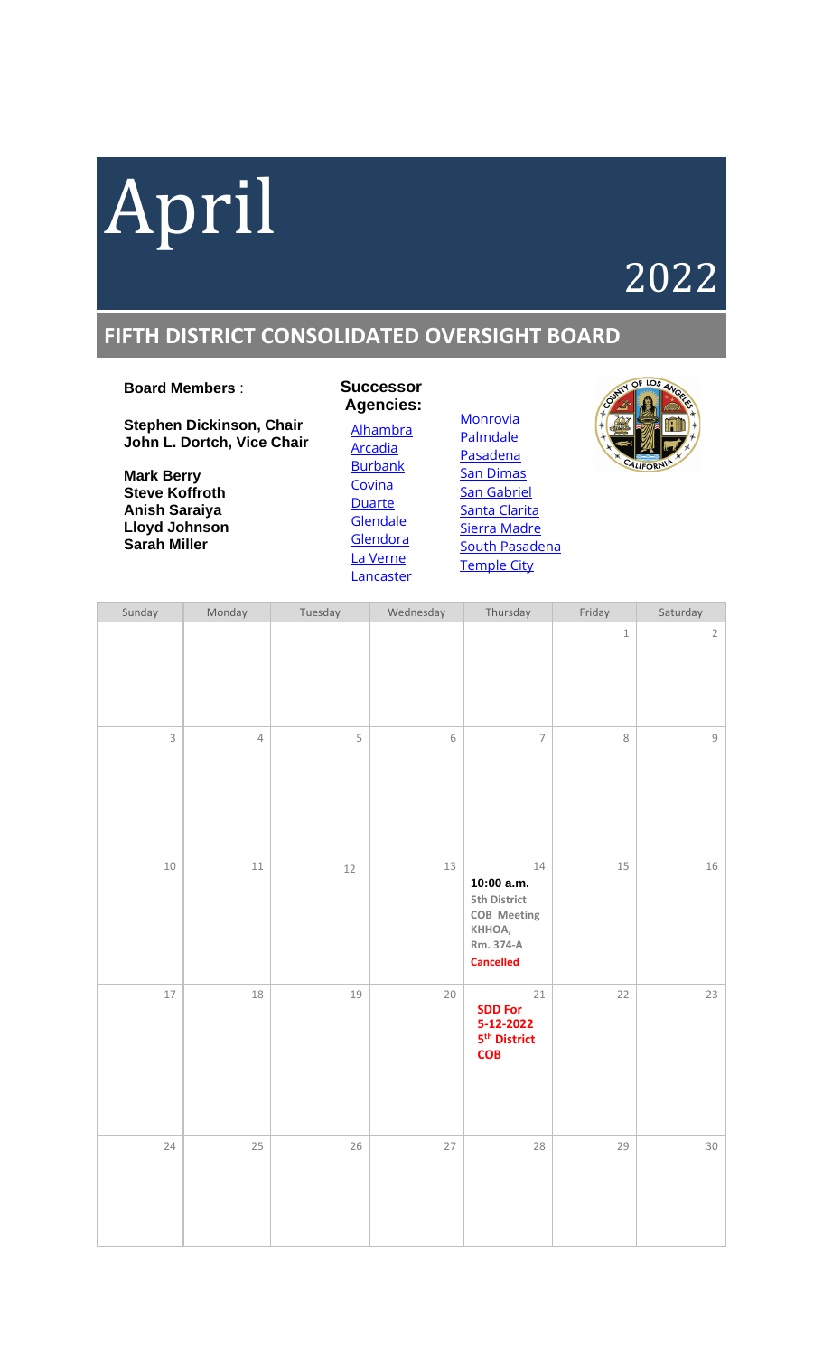# April

2022

## FIFTH DISTRICT CONSOLIDATED OVERSIGHT BOARD

**Board Members** :

**Stephen Dickinson, Chair**
**John L. Dortch, Vice Chair**

**Mark Berry**
**Steve Koffroth**
**Anish Saraiya**
**Lloyd Johnson**
**Sarah Miller**

**Successor Agencies:**

- Alhambra
- Arcadia
- Burbank
- Covina
- Duarte
- Glendale
- Glendora
- La Verne
- Lancaster
- Monrovia
- Palmdale
- Pasadena
- San Dimas
- San Gabriel
- Santa Clarita
- Sierra Madre
- South Pasadena
- Temple City

| Sunday | Monday | Tuesday | Wednesday | Thursday | Friday | Saturday |
|---|---|---|---|---|---|---|
| | | | | | 1 | 2 |
| 3 | 4 | 5 | 6 | 7 | 8 | 9 |
| 10 | 11 | 12 | 13 | 14 **10:00 a.m.** **5th District COB Meeting KHHOA, Rm. 374-A** **Cancelled** | 15 | 16 |
| 17 | 18 | 19 | 20 | 21 **SDD For 5-12-2022 5th District COB** | 22 | 23 |
| 24 | 25 | 26 | 27 | 28 | 29 | 30 |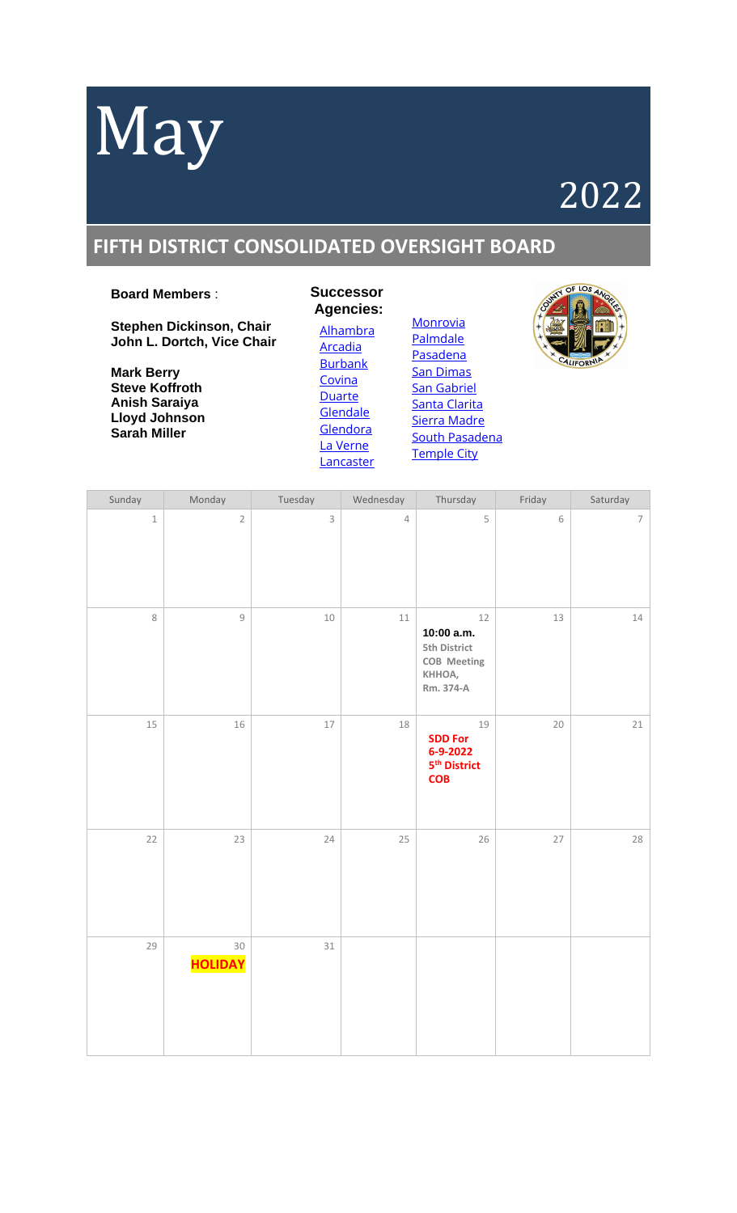# May

## 2022

## FIFTH DISTRICT CONSOLIDATED OVERSIGHT BOARD

**Board Members** :

**Stephen Dickinson, Chair**
**John L. Dortch, Vice Chair**

**Mark Berry**
**Steve Koffroth**
**Anish Saraiya**
**Lloyd Johnson**
**Sarah Miller**

**Successor Agencies:**

- Alhambra
- Arcadia
- Burbank
- Covina
- Duarte
- Glendale
- Glendora
- La Verne
- Lancaster
- Monrovia
- Palmdale
- Pasadena
- San Dimas
- San Gabriel
- Santa Clarita
- Sierra Madre
- South Pasadena
- Temple City

| Sunday | Monday | Tuesday | Wednesday | Thursday | Friday | Saturday |
|---|---|---|---|---|---|---|
| 1 | 2 | 3 | 4 | 5 | 6 | 7 |
| 8 | 9 | 10 | 11 | 12 **10:00 a.m.** **5th District COB Meeting KHHOA, Rm. 374-A** | 13 | 14 |
| 15 | 16 | 17 | 18 | 19 **SDD For 6-9-2022 5th District COB** | 20 | 21 |
| 22 | 23 | 24 | 25 | 26 | 27 | 28 |
| 29 | 30 **HOLIDAY** | 31 | | | | |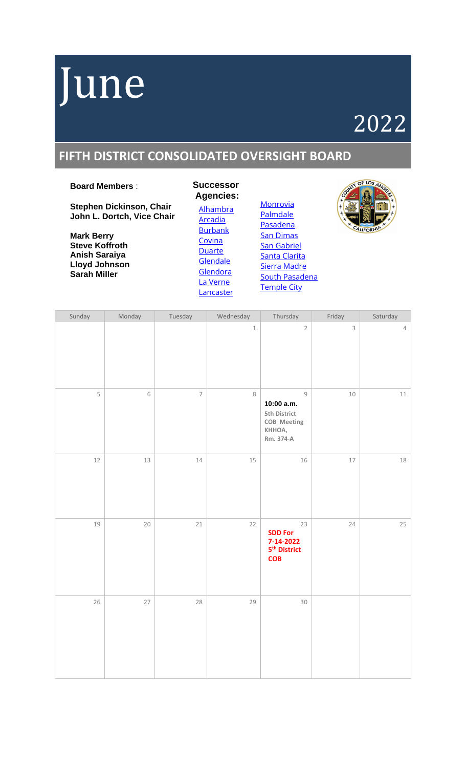# June

2022

## FIFTH DISTRICT CONSOLIDATED OVERSIGHT BOARD

**Board Members** :

**Stephen Dickinson, Chair**
**John L. Dortch, Vice Chair**

**Mark Berry**
**Steve Koffroth**
**Anish Saraiya**
**Lloyd Johnson**
**Sarah Miller**

**Successor Agencies:**

Alhambra
Arcadia
Burbank
Covina
Duarte
Glendale
Glendora
La Verne
Lancaster
Monrovia
Palmdale
Pasadena
San Dimas
San Gabriel
Santa Clarita
Sierra Madre
South Pasadena
Temple City

| Sunday | Monday | Tuesday | Wednesday | Thursday | Friday | Saturday |
|---|---|---|---|---|---|---|
| | | | 1 | 2 | 3 | 4 |
| 5 | 6 | 7 | 8 | 9 **10:00 a.m.** **5th District COB Meeting KHHOA, Rm. 374-A** | 10 | 11 |
| 12 | 13 | 14 | 15 | 16 | 17 | 18 |
| 19 | 20 | 21 | 22 | 23 **SDD For 7-14-2022 5th District COB** | 24 | 25 |
| 26 | 27 | 28 | 29 | 30 | | |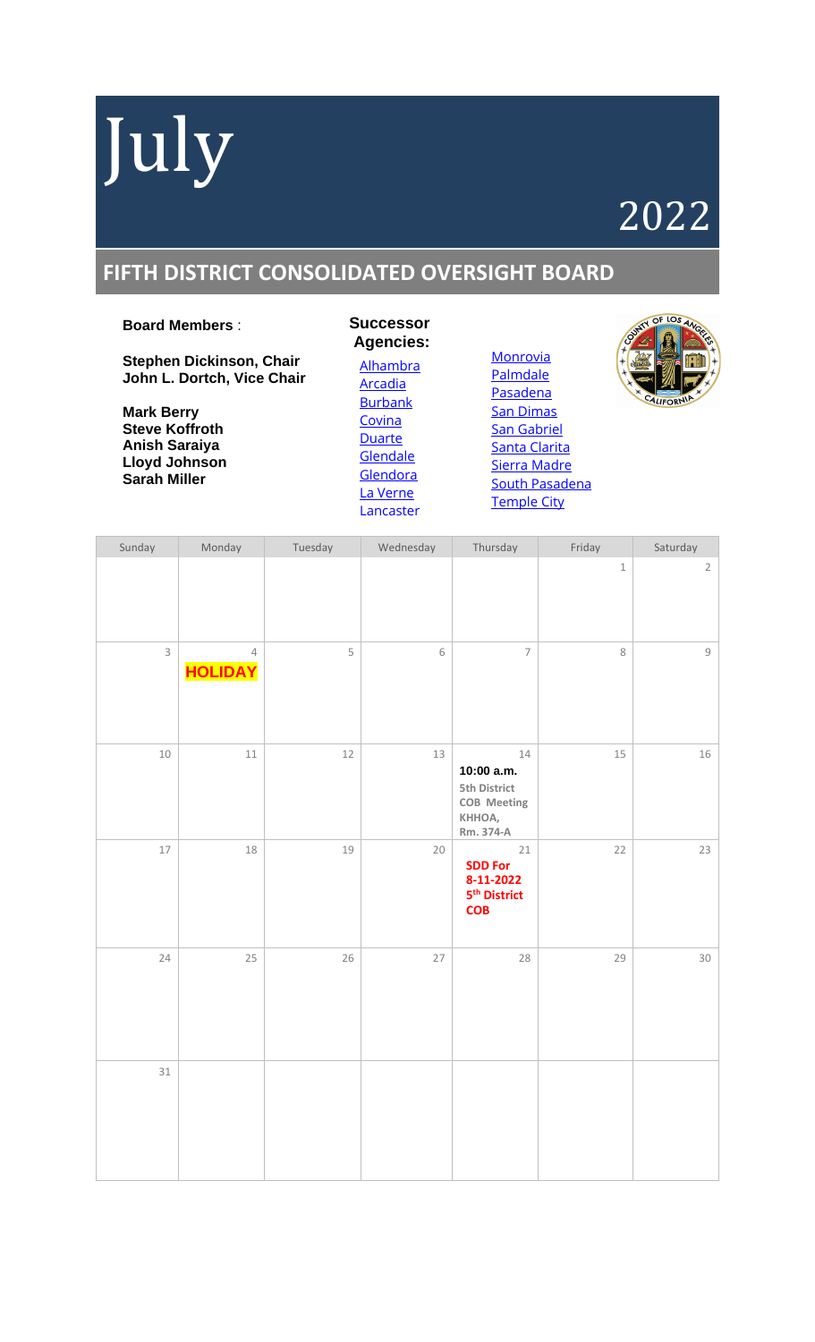# July

# 2022

## FIFTH DISTRICT CONSOLIDATED OVERSIGHT BOARD

**Board Members** :

**Stephen Dickinson, Chair**
**John L. Dortch, Vice Chair**

**Mark Berry**
**Steve Koffroth**
**Anish Saraiya**
**Lloyd Johnson**
**Sarah Miller**

**Successor Agencies:**

Alhambra
Arcadia
Burbank
Covina
Duarte
Glendale
Glendora
La Verne
Lancaster
Monrovia
Palmdale
Pasadena
San Dimas
San Gabriel
Santa Clarita
Sierra Madre
South Pasadena
Temple City

| Sunday | Monday | Tuesday | Wednesday | Thursday | Friday | Saturday |
|---|---|---|---|---|---|---|
| | | | | | 1 | 2 |
| 3 | 4 **HOLIDAY** | 5 | 6 | 7 | 8 | 9 |
| 10 | 11 | 12 | 13 | 14 **10:00 a.m.** **5th District COB Meeting KKHOA, Rm. 374-A** | 15 | 16 |
| 17 | 18 | 19 | 20 | 21 **SDD For 8-11-2022 5th District COB** | 22 | 23 |
| 24 | 25 | 26 | 27 | 28 | 29 | 30 |
| 31 | | | | | | |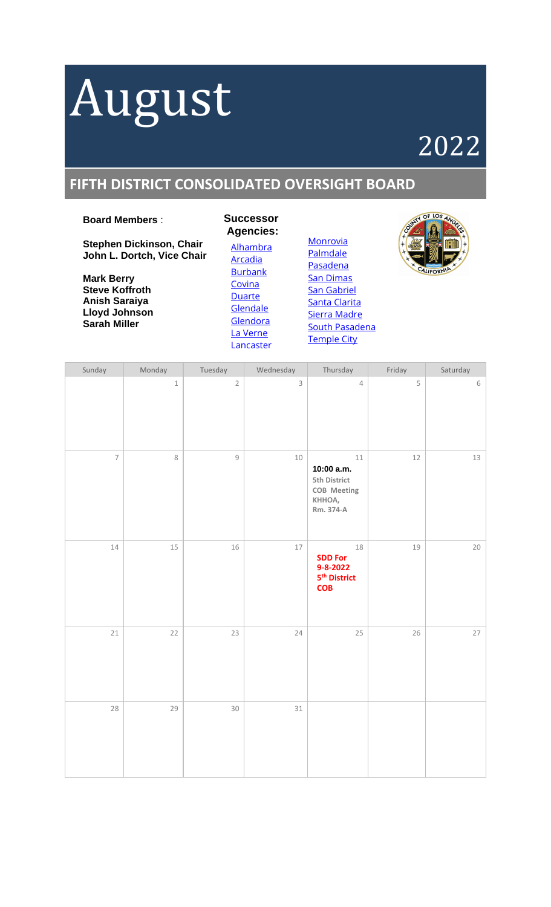# August

## 2022

## FIFTH DISTRICT CONSOLIDATED OVERSIGHT BOARD

**Board Members** :

**Stephen Dickinson, Chair**
**John L. Dortch, Vice Chair**

**Mark Berry**
**Steve Koffroth**
**Anish Saraiya**
**Lloyd Johnson**
**Sarah Miller**

**Successor Agencies:**

Alhambra
Arcadia
Burbank
Covina
Duarte
Glendale
Glendora
La Verne
Lancaster
Monrovia
Palmdale
Pasadena
San Dimas
San Gabriel
Santa Clarita
Sierra Madre
South Pasadena
Temple City

| Sunday | Monday | Tuesday | Wednesday | Thursday | Friday | Saturday |
|---|---|---|---|---|---|---|
| | 1 | 2 | 3 | 4 | 5 | 6 |
| 7 | 8 | 9 | 10 | 11 **10:00 a.m.** **5th District COB Meeting KHHOA, Rm. 374-A** | 12 | 13 |
| 14 | 15 | 16 | 17 | 18 **SDD For 9-8-2022 5th District COB** | 19 | 20 |
| 21 | 22 | 23 | 24 | 25 | 26 | 27 |
| 28 | 29 | 30 | 31 | | | |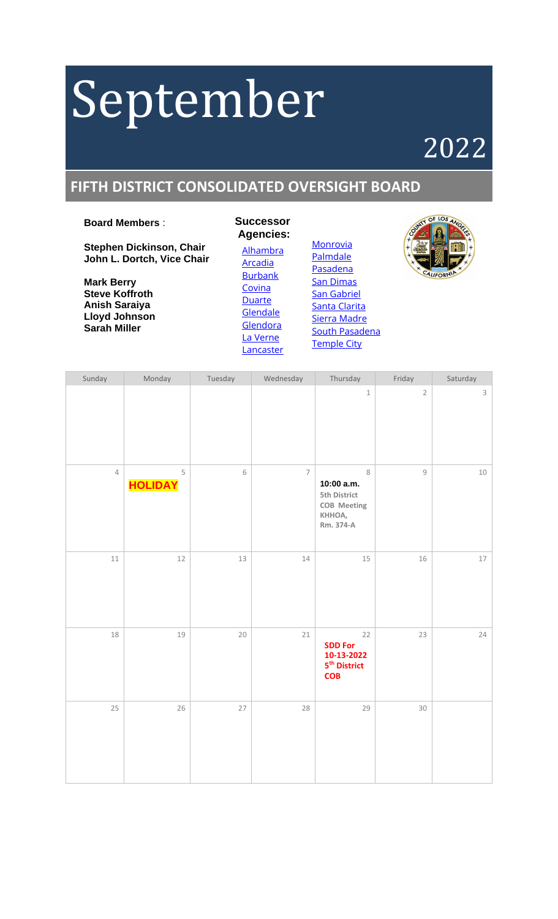# September

## 2022

## FIFTH DISTRICT CONSOLIDATED OVERSIGHT BOARD

**Board Members** :

**Stephen Dickinson, Chair**
**John L. Dortch, Vice Chair**

**Mark Berry**
**Steve Koffroth**
**Anish Saraiya**
**Lloyd Johnson**
**Sarah Miller**

**Successor Agencies:**

- Alhambra
- Arcadia
- Burbank
- Covina
- Duarte
- Glendale
- Glendora
- La Verne
- Lancaster
- Monrovia
- Palmdale
- Pasadena
- San Dimas
- San Gabriel
- Santa Clarita
- Sierra Madre
- South Pasadena
- Temple City

| Sunday | Monday | Tuesday | Wednesday | Thursday | Friday | Saturday |
|---|---|---|---|---|---|---|
| | | | | 1 | 2 | 3 |
| 4 | 5 **HOLIDAY** | 6 | 7 | 8 **10:00 a.m.** **5th District COB Meeting KHHOA, Rm. 374-A** | 9 | 10 |
| 11 | 12 | 13 | 14 | 15 | 16 | 17 |
| 18 | 19 | 20 | 21 | 22 **SDD For 10-13-2022 5th District COB** | 23 | 24 |
| 25 | 26 | 27 | 28 | 29 | 30 | |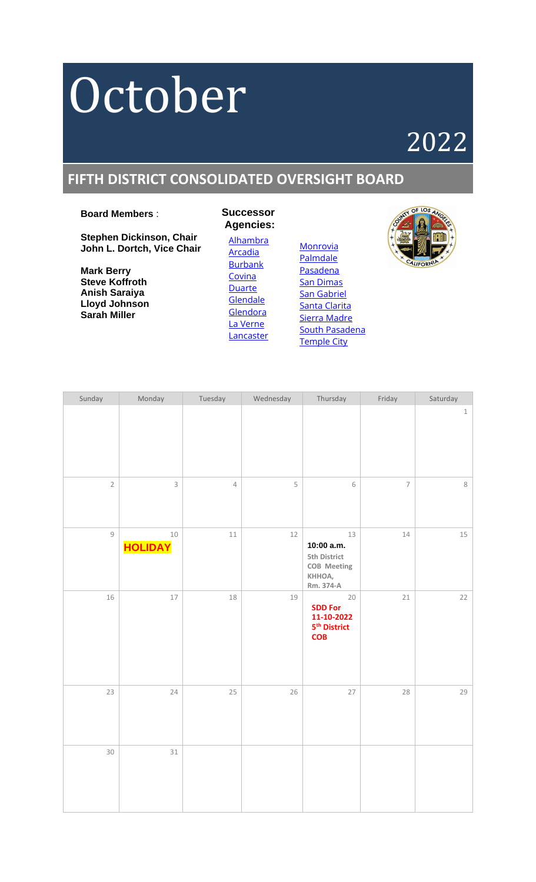# October

## 2022

## FIFTH DISTRICT CONSOLIDATED OVERSIGHT BOARD

**Board Members** :

**Stephen Dickinson, Chair**
**John L. Dortch, Vice Chair**

**Mark Berry**
**Steve Koffroth**
**Anish Saraiya**
**Lloyd Johnson**
**Sarah Miller**

**Successor Agencies:**

- Alhambra
- Arcadia
- Burbank
- Covina
- Duarte
- Glendale
- Glendora
- La Verne
- Lancaster
- Monrovia
- Palmdale
- Pasadena
- San Dimas
- San Gabriel
- Santa Clarita
- Sierra Madre
- South Pasadena
- Temple City

| Sunday | Monday | Tuesday | Wednesday | Thursday | Friday | Saturday |
|---|---|---|---|---|---|---|
| | | | | | | 1 |
| 2 | 3 | 4 | 5 | 6 | 7 | 8 |
| 9 | 10 **HOLIDAY** | 11 | 12 | 13 **10:00 a.m.** **5th District COB Meeting KHHOA, Rm. 374-A** | 14 | 15 |
| 16 | 17 | 18 | 19 | 20 **SDD For 11-10-2022 5th District COB** | 21 | 22 |
| 23 | 24 | 25 | 26 | 27 | 28 | 29 |
| 30 | 31 | | | | | |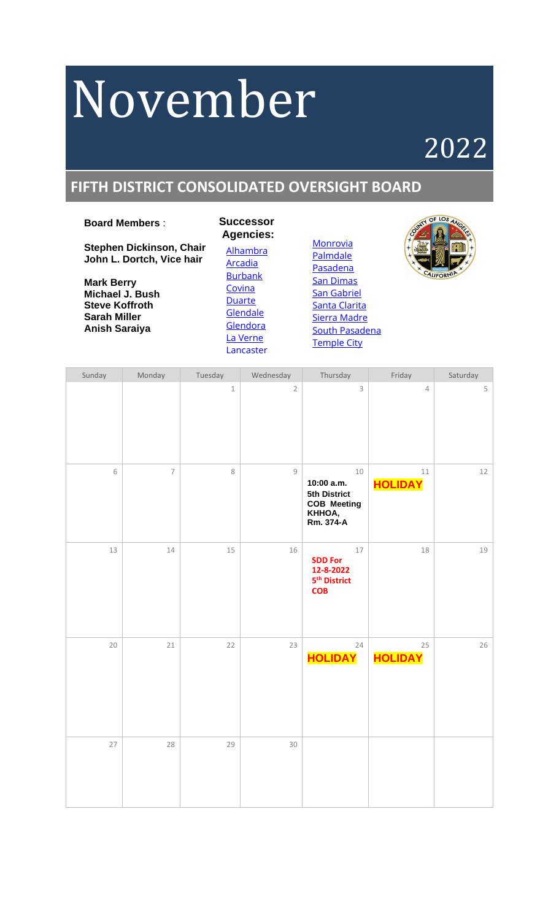# November

# 2022

## FIFTH DISTRICT CONSOLIDATED OVERSIGHT BOARD

**Board Members** :

**Stephen Dickinson, Chair**
**John L. Dortch, Vice hair**

**Mark Berry**
**Michael J. Bush**
**Steve Koffroth**
**Sarah Miller**
**Anish Saraiya**

**Successor Agencies:**

Alhambra
Arcadia
Burbank
Covina
Duarte
Glendale
Glendora
La Verne
Lancaster
Monrovia
Palmdale
Pasadena
San Dimas
San Gabriel
Santa Clarita
Sierra Madre
South Pasadena
Temple City

| Sunday | Monday | Tuesday | Wednesday | Thursday | Friday | Saturday |
|---|---|---|---|---|---|---|
| | | 1 | 2 | 3 | 4 | 5 |
| 6 | 7 | 8 | 9 | 10<br>**10:00 a.m. 5th District COB Meeting KHHOA, Rm. 374-A** | 11<br>**HOLIDAY** | 12 |
| 13 | 14 | 15 | 16 | 17<br>**SDD For 12-8-2022 5th District COB** | 18 | 19 |
| 20 | 21 | 22 | 23 | 24<br>**HOLIDAY** | 25<br>**HOLIDAY** | 26 |
| 27 | 28 | 29 | 30 | | | |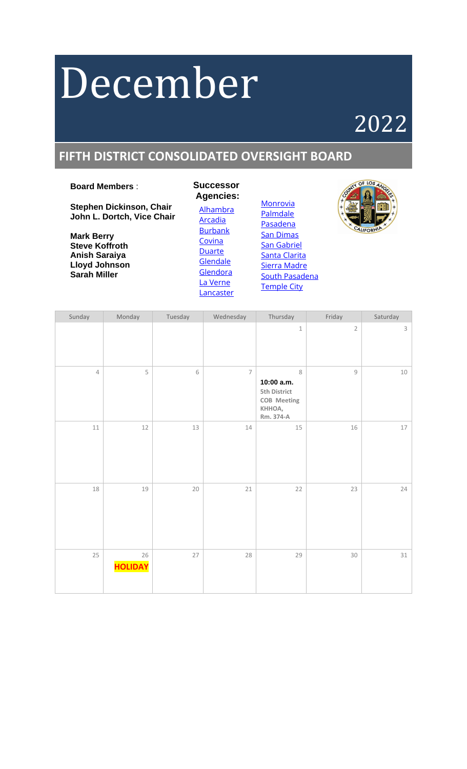# December

2022

## FIFTH DISTRICT CONSOLIDATED OVERSIGHT BOARD

**Board Members** :

**Stephen Dickinson, Chair**
**John L. Dortch, Vice Chair**

**Mark Berry**
**Steve Koffroth**
**Anish Saraiya**
**Lloyd Johnson**
**Sarah Miller**

**Successor Agencies:**

- Alhambra
- Arcadia
- Burbank
- Covina
- Duarte
- Glendale
- Glendora
- La Verne
- Lancaster
- Monrovia
- Palmdale
- Pasadena
- San Dimas
- San Gabriel
- Santa Clarita
- Sierra Madre
- South Pasadena
- Temple City

| Sunday | Monday | Tuesday | Wednesday | Thursday | Friday | Saturday |
|---|---|---|---|---|---|---|
| | | | | 1 | 2 | 3 |
| 4 | 5 | 6 | 7 | 8 **10:00 a.m.** **5th District COB Meeting KHHOA, Rm. 374-A** | 9 | 10 |
| 11 | 12 | 13 | 14 | 15 | 16 | 17 |
| 18 | 19 | 20 | 21 | 22 | 23 | 24 |
| 25 | 26 **HOLIDAY** | 27 | 28 | 29 | 30 | 31 |